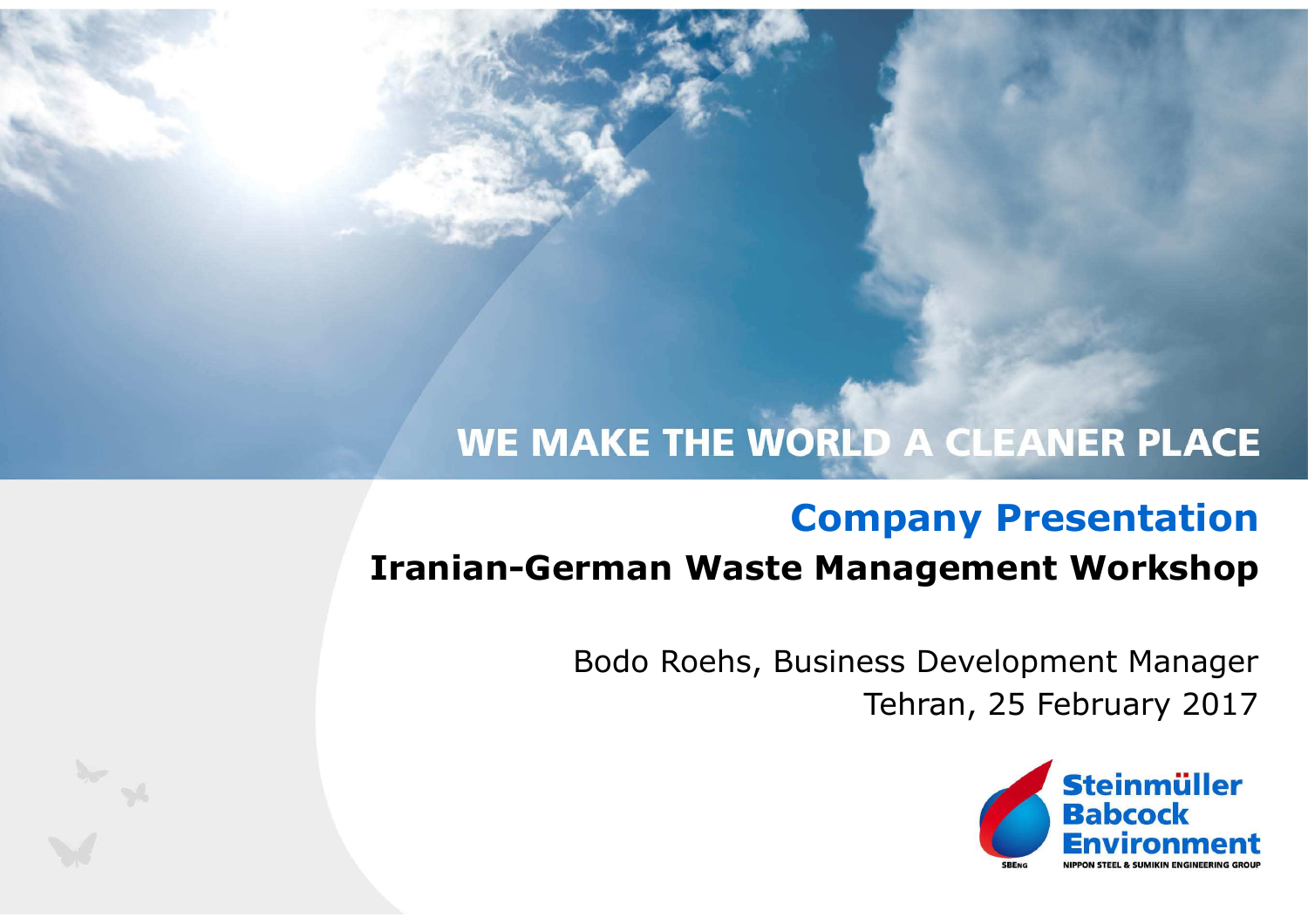WE MAKE THE WORLD A CLEANER PLACE

# Company Presentation

## Iranian-German Waste Management Workshop

Bodo Roehs, Business Development Manager
Tehran, 25 February 2017

Steinmüller Babcock Environment
NIPPON STEEL & SUMIKIN ENGINEERING GROUP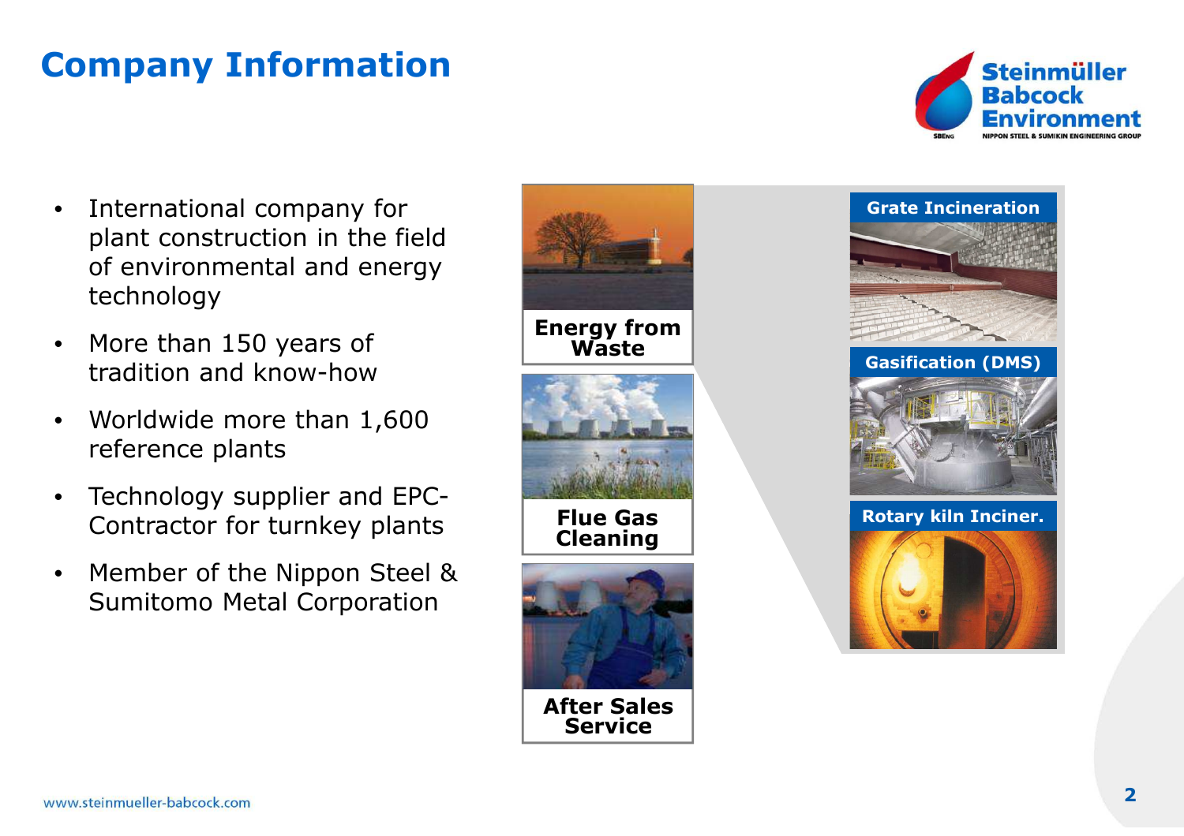# Company Information

- International company for plant construction in the field of environmental and energy technology
- More than 150 years of tradition and know-how
- Worldwide more than 1,600 reference plants
- Technology supplier and EPC-Contractor for turnkey plants
- Member of the Nippon Steel & Sumitomo Metal Corporation

**Energy from Waste**

- Grate Incineration
- Gasification (DMS)
- Rotary kiln Inciner.

**Flue Gas Cleaning**

**After Sales Service**

www.steinmueller-babcock.com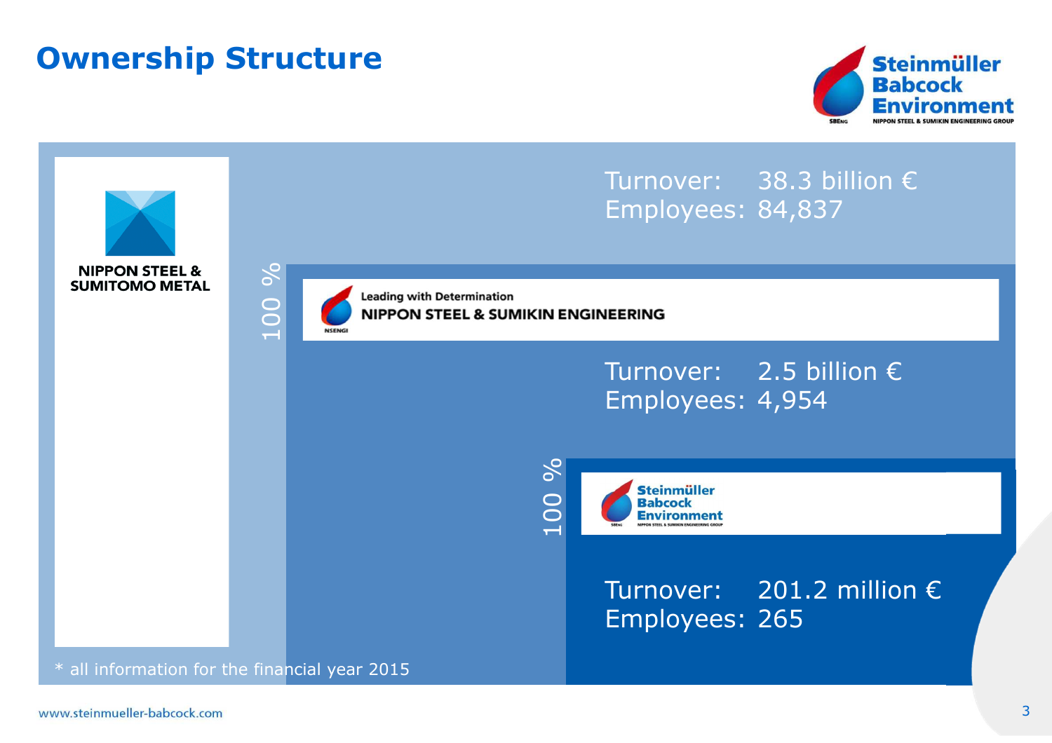# Ownership Structure

Steinmüller Babcock Environment
NIPPON STEEL & SUMIKIN ENGINEERING GROUP

**NIPPON STEEL & SUMITOMO METAL**

Turnover: 38.3 billion €
Employees: 84,837

100 %

Leading with Determination
**NIPPON STEEL & SUMIKIN ENGINEERING**

Turnover: 2.5 billion €
Employees: 4,954

100 %

**Steinmüller Babcock Environment**
NIPPON STEEL & SUMIKIN ENGINEERING GROUP

Turnover: 201.2 million €
Employees: 265

* all information for the financial year 2015

www.steinmueller-babcock.com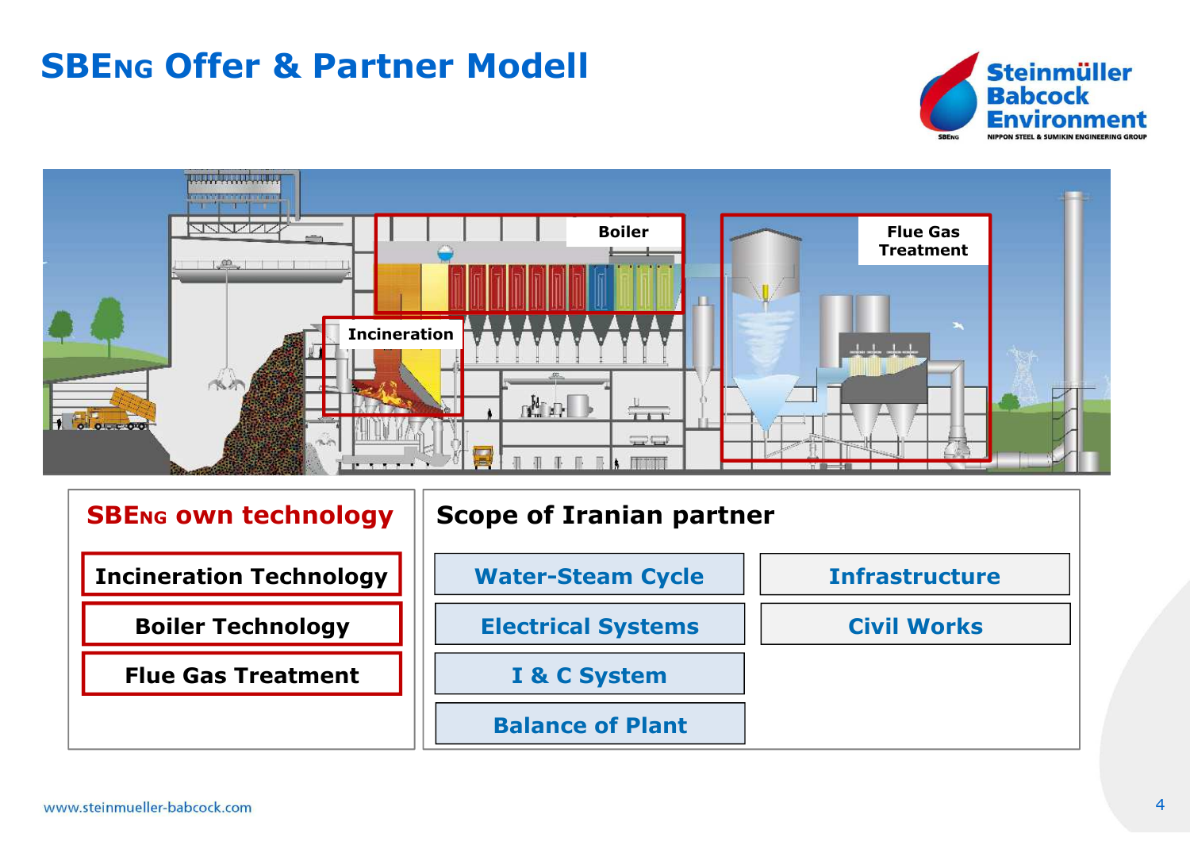# SBEng Offer & Partner Modell

Boiler

Flue Gas Treatment

Incineration

## SBEng own technology

- Incineration Technology
- Boiler Technology
- Flue Gas Treatment

## Scope of Iranian partner

- Water-Steam Cycle
- Electrical Systems
- I & C System
- Balance of Plant
- Infrastructure
- Civil Works

www.steinmueller-babcock.com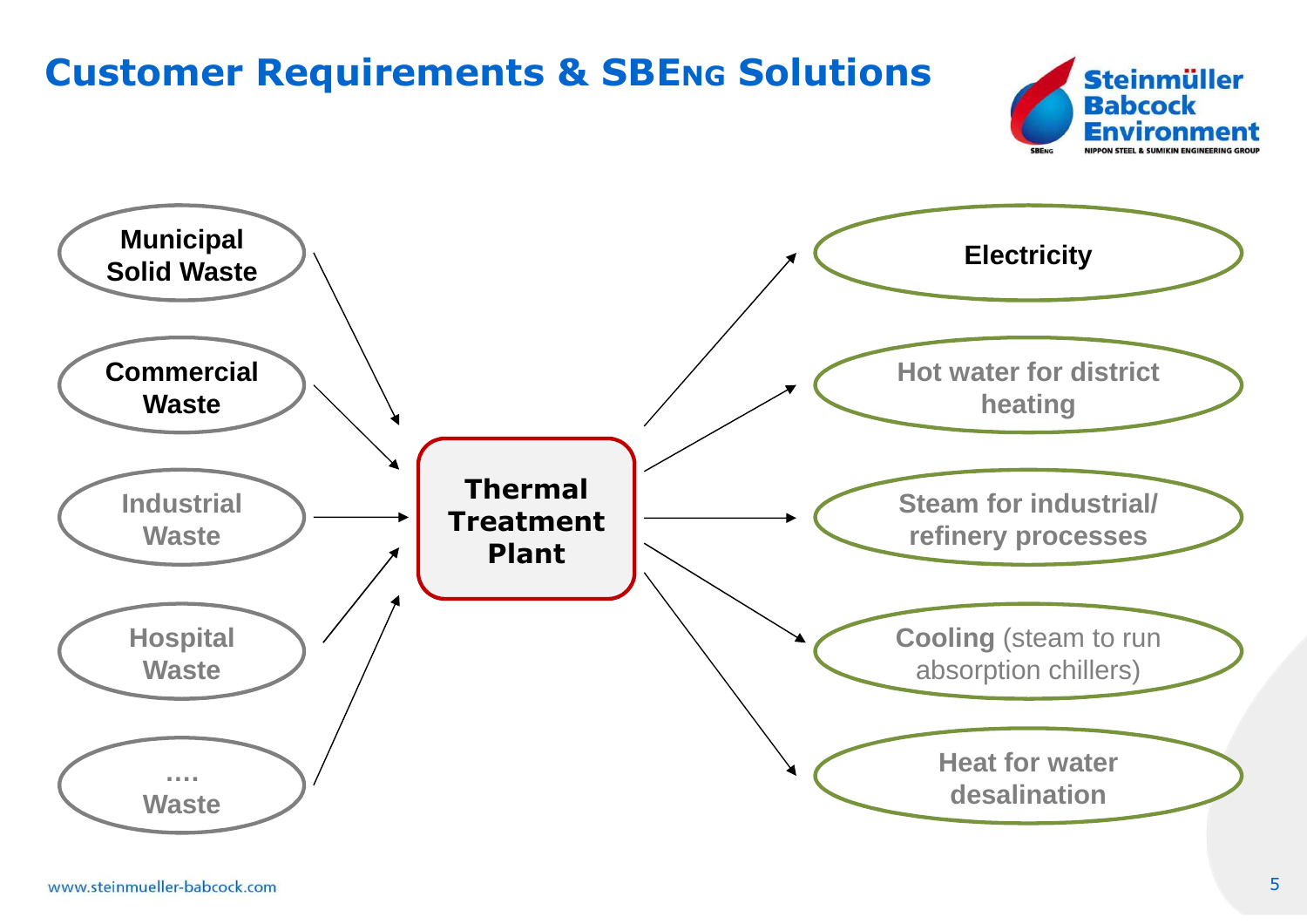# Customer Requirements & SBENG Solutions

Steinmüller Babcock Environment
NIPPON STEEL & SUMIKIN ENGINEERING GROUP

**Inputs:**

- **Municipal Solid Waste**
- **Commercial Waste**
- **Industrial Waste**
- **Hospital Waste**
- **.... Waste**

**Thermal Treatment Plant**

**Outputs:**

- **Electricity**
- **Hot water for district heating**
- **Steam for industrial/ refinery processes**
- **Cooling** (steam to run absorption chillers)
- **Heat for water desalination**

www.steinmueller-babcock.com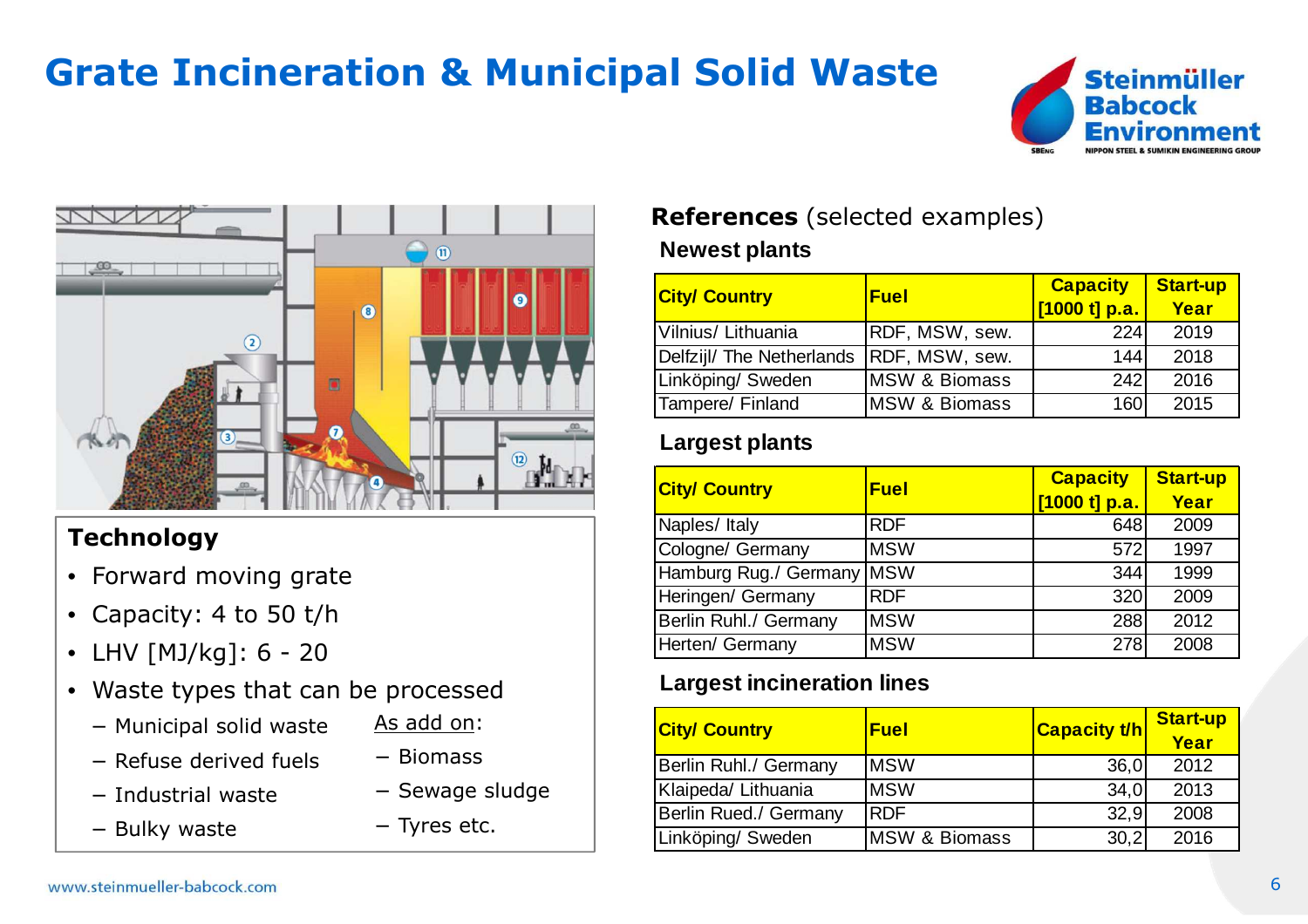# Grate Incineration & Municipal Solid Waste

## Technology

- Forward moving grate
- Capacity: 4 to 50 t/h
- LHV [MJ/kg]: 6 - 20
- Waste types that can be processed
  - Municipal solid waste
  - Refuse derived fuels
  - Industrial waste
  - Bulky waste

  As add on:
  - Biomass
  - Sewage sludge
  - Tyres etc.

## References (selected examples)

### Newest plants

| City/ Country | Fuel | Capacity [1000 t] p.a. | Start-up Year |
|---|---|---|---|
| Vilnius/ Lithuania | RDF, MSW, sew. | 224 | 2019 |
| Delfzijl/ The Netherlands | RDF, MSW, sew. | 144 | 2018 |
| Linköping/ Sweden | MSW & Biomass | 242 | 2016 |
| Tampere/ Finland | MSW & Biomass | 160 | 2015 |

### Largest plants

| City/ Country | Fuel | Capacity [1000 t] p.a. | Start-up Year |
|---|---|---|---|
| Naples/ Italy | RDF | 648 | 2009 |
| Cologne/ Germany | MSW | 572 | 1997 |
| Hamburg Rug./ Germany | MSW | 344 | 1999 |
| Heringen/ Germany | RDF | 320 | 2009 |
| Berlin Ruhl./ Germany | MSW | 288 | 2012 |
| Herten/ Germany | MSW | 278 | 2008 |

### Largest incineration lines

| City/ Country | Fuel | Capacity t/h | Start-up Year |
|---|---|---|---|
| Berlin Ruhl./ Germany | MSW | 36,0 | 2012 |
| Klaipeda/ Lithuania | MSW | 34,0 | 2013 |
| Berlin Rued./ Germany | RDF | 32,9 | 2008 |
| Linköping/ Sweden | MSW & Biomass | 30,2 | 2016 |

www.steinmueller-babcock.com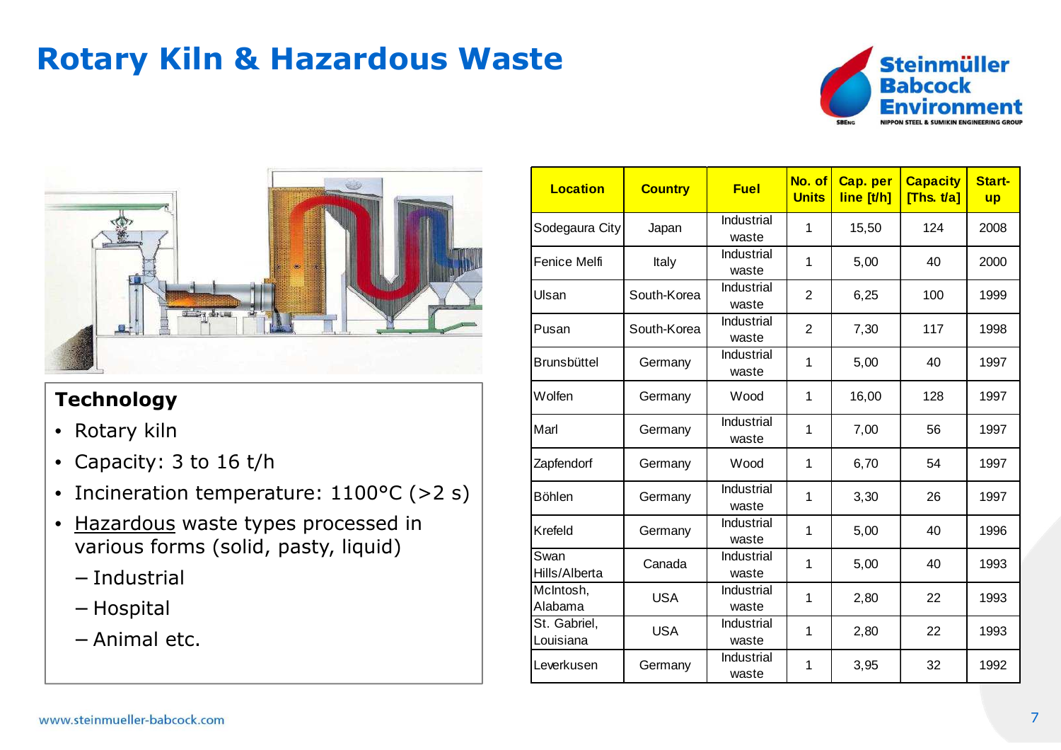# Rotary Kiln & Hazardous Waste

### Technology

- Rotary kiln
- Capacity: 3 to 16 t/h
- Incineration temperature: 1100°C (>2 s)
- Hazardous waste types processed in various forms (solid, pasty, liquid)
  - Industrial
  - Hospital
  - Animal etc.

| Location | Country | Fuel | No. of Units | Cap. per line [t/h] | Capacity [Ths. t/a] | Start-up |
|---|---|---|---|---|---|---|
| Sodegaura City | Japan | Industrial waste | 1 | 15,50 | 124 | 2008 |
| Fenice Melfi | Italy | Industrial waste | 1 | 5,00 | 40 | 2000 |
| Ulsan | South-Korea | Industrial waste | 2 | 6,25 | 100 | 1999 |
| Pusan | South-Korea | Industrial waste | 2 | 7,30 | 117 | 1998 |
| Brunsbüttel | Germany | Industrial waste | 1 | 5,00 | 40 | 1997 |
| Wolfen | Germany | Wood | 1 | 16,00 | 128 | 1997 |
| Marl | Germany | Industrial waste | 1 | 7,00 | 56 | 1997 |
| Zapfendorf | Germany | Wood | 1 | 6,70 | 54 | 1997 |
| Böhlen | Germany | Industrial waste | 1 | 3,30 | 26 | 1997 |
| Krefeld | Germany | Industrial waste | 1 | 5,00 | 40 | 1996 |
| Swan Hills/Alberta | Canada | Industrial waste | 1 | 5,00 | 40 | 1993 |
| McIntosh, Alabama | USA | Industrial waste | 1 | 2,80 | 22 | 1993 |
| St. Gabriel, Louisiana | USA | Industrial waste | 1 | 2,80 | 22 | 1993 |
| Leverkusen | Germany | Industrial waste | 1 | 3,95 | 32 | 1992 |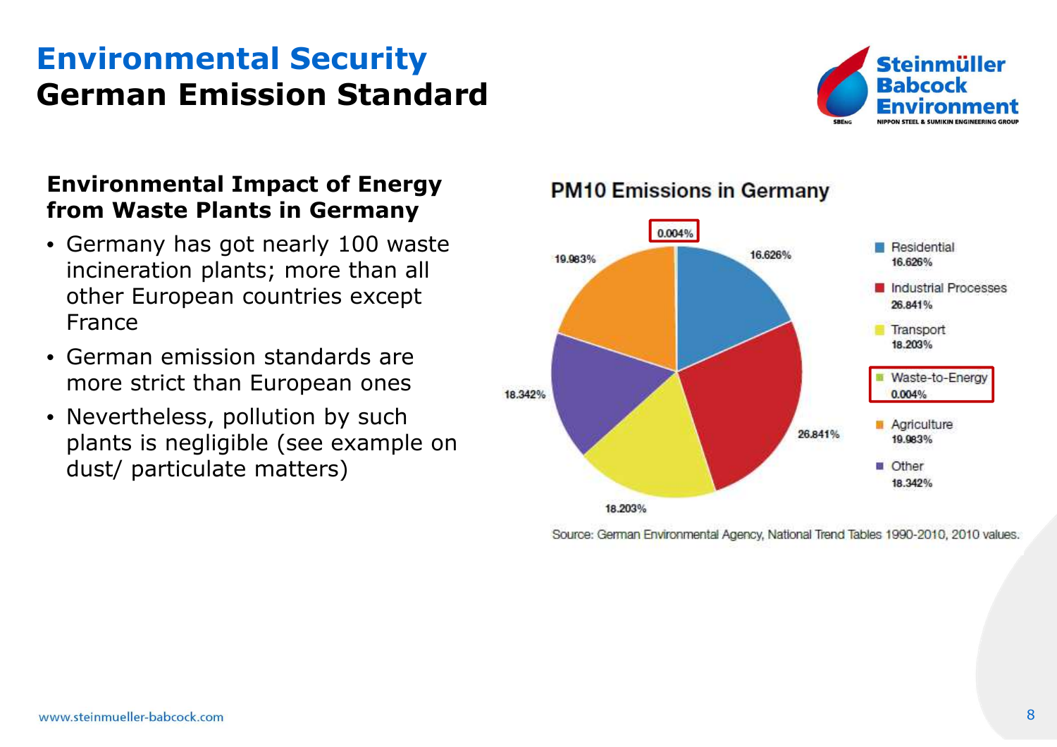# Environmental Security

## German Emission Standard

### Environmental Impact of Energy from Waste Plants in Germany

- Germany has got nearly 100 waste incineration plants; more than all other European countries except France
- German emission standards are more strict than European ones
- Nevertheless, pollution by such plants is negligible (see example on dust/ particulate matters)

**PM10 Emissions in Germany**

| Source | Share |
|---|---|
| Residential | 16.626% |
| Industrial Processes | 26.841% |
| Transport | 18.203% |
| Waste-to-Energy | 0.004% |
| Agriculture | 19.983% |
| Other | 18.342% |

Source: German Environmental Agency, National Trend Tables 1990-2010, 2010 values.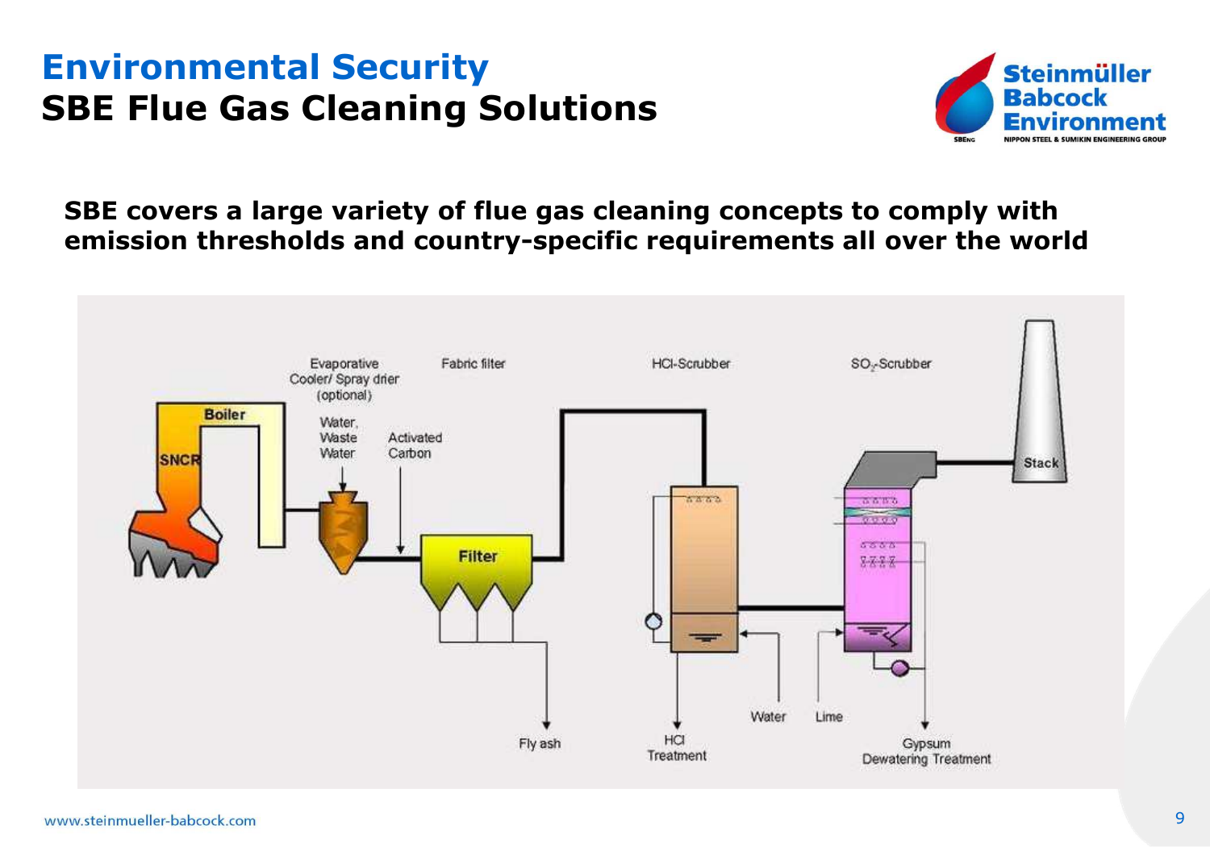# Environmental Security

## SBE Flue Gas Cleaning Solutions

**SBE covers a large variety of flue gas cleaning concepts to comply with emission thresholds and country-specific requirements all over the world**

Boiler

SNCR

Evaporative Cooler/ Spray drier (optional)

Water, Waste Water

Activated Carbon

Fabric filter

Filter

Fly ash

HCl-Scrubber

HCl Treatment

Water

Lime

$SO_2$-Scrubber

Gypsum Dewatering Treatment

Stack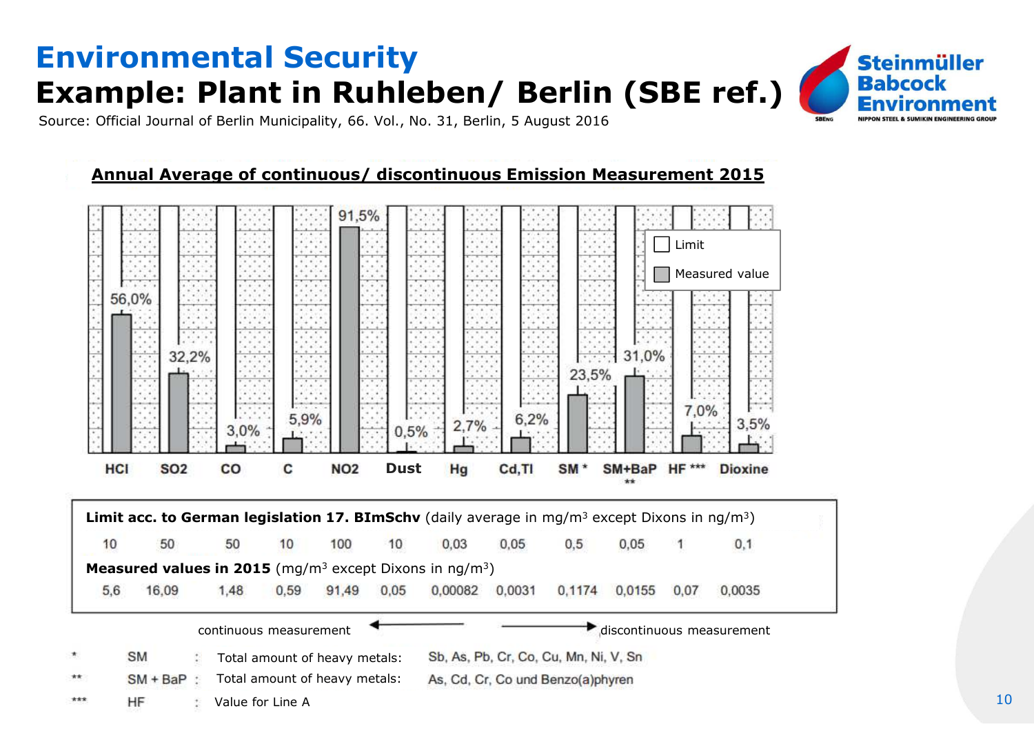# Environmental Security

## Example: Plant in Ruhleben/ Berlin (SBE ref.)

Source: Official Journal of Berlin Municipality, 66. Vol., No. 31, Berlin, 5 August 2016

Steinmüller Babcock Environment
SBEng NIPPON STEEL & SUMIKIN ENGINEERING GROUP

**Annual Average of continuous/ discontinuous Emission Measurement 2015**

Limit
Measured value

56,0%
32,2%
3,0%
5,9%
91,5%
0,5%
2,7%
6,2%
23,5%
31,0%
7,0%
3,5%

HCl SO2 CO C NO2 Dust Hg Cd,Tl SM * SM+BaP ** HF *** Dioxine

**Limit acc. to German legislation 17. BImSchv** (daily average in mg/m³ except Dixons in ng/m³)

| | | | | | | | | | | | |
|---|---|---|---|---|---|---|---|---|---|---|---|
| 10 | 50 | 50 | 10 | 100 | 10 | 0,03 | 0,05 | 0,5 | 0,05 | 1 | 0,1 |

**Measured values in 2015** (mg/m³ except Dixons in ng/m³)

| | | | | | | | | | | | |
|---|---|---|---|---|---|---|---|---|---|---|---|
| 5,6 | 16,09 | 1,48 | 0,59 | 91,49 | 0,05 | 0,00082 | 0,0031 | 0,1174 | 0,0155 | 0,07 | 0,0035 |

continuous measurement ← → discontinuous measurement

| | | | |
|---|---|---|---|
| * | SM | Total amount of heavy metals: | Sb, As, Pb, Cr, Co, Cu, Mn, Ni, V, Sn |
| ** | SM + BaP | Total amount of heavy metals: | As, Cd, Cr, Co und Benzo(a)phyren |
| *** | HF | Value for Line A | |